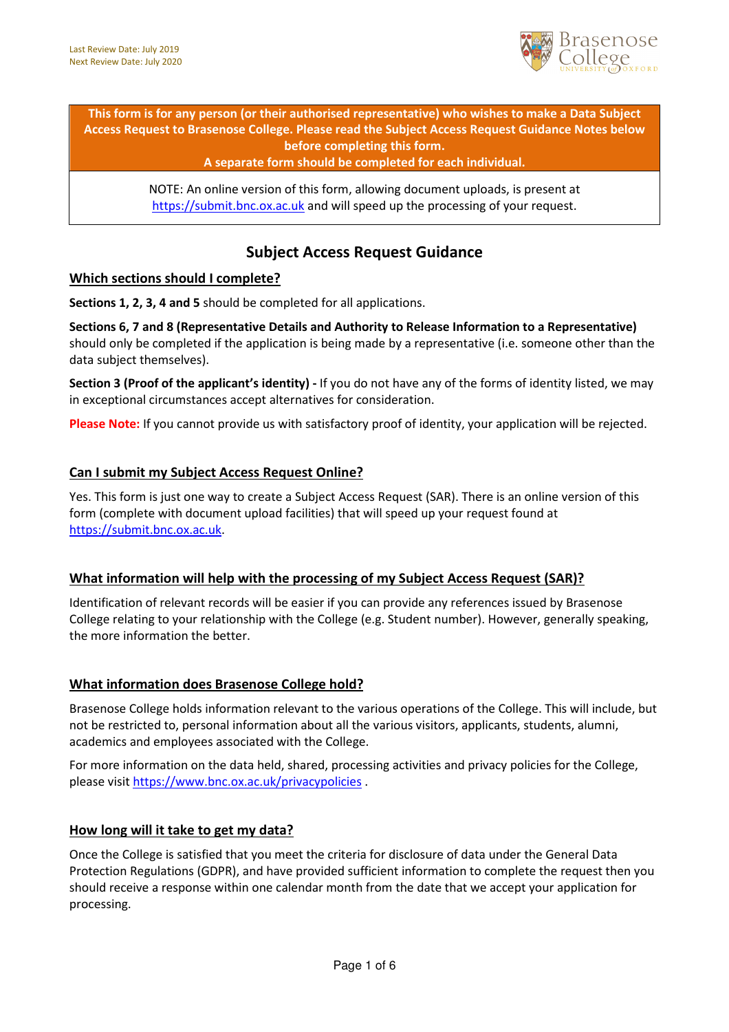Last Review Date: July 2019
Next Review Date: July 2020

**This form is for any person (or their authorised representative) who wishes to make a Data Subject Access Request to Brasenose College. Please read the Subject Access Request Guidance Notes below before completing this form.**
**A separate form should be completed for each individual.**

NOTE: An online version of this form, allowing document uploads, is present at https://submit.bnc.ox.ac.uk and will speed up the processing of your request.

## Subject Access Request Guidance

### Which sections should I complete?

**Sections 1, 2, 3, 4 and 5** should be completed for all applications.

**Sections 6, 7 and 8 (Representative Details and Authority to Release Information to a Representative)** should only be completed if the application is being made by a representative (i.e. someone other than the data subject themselves).

**Section 3 (Proof of the applicant's identity) -** If you do not have any of the forms of identity listed, we may in exceptional circumstances accept alternatives for consideration.

**Please Note:** If you cannot provide us with satisfactory proof of identity, your application will be rejected.

### Can I submit my Subject Access Request Online?

Yes. This form is just one way to create a Subject Access Request (SAR). There is an online version of this form (complete with document upload facilities) that will speed up your request found at https://submit.bnc.ox.ac.uk.

### What information will help with the processing of my Subject Access Request (SAR)?

Identification of relevant records will be easier if you can provide any references issued by Brasenose College relating to your relationship with the College (e.g. Student number). However, generally speaking, the more information the better.

### What information does Brasenose College hold?

Brasenose College holds information relevant to the various operations of the College. This will include, but not be restricted to, personal information about all the various visitors, applicants, students, alumni, academics and employees associated with the College.

For more information on the data held, shared, processing activities and privacy policies for the College, please visit https://www.bnc.ox.ac.uk/privacypolicies .

### How long will it take to get my data?

Once the College is satisfied that you meet the criteria for disclosure of data under the General Data Protection Regulations (GDPR), and have provided sufficient information to complete the request then you should receive a response within one calendar month from the date that we accept your application for processing.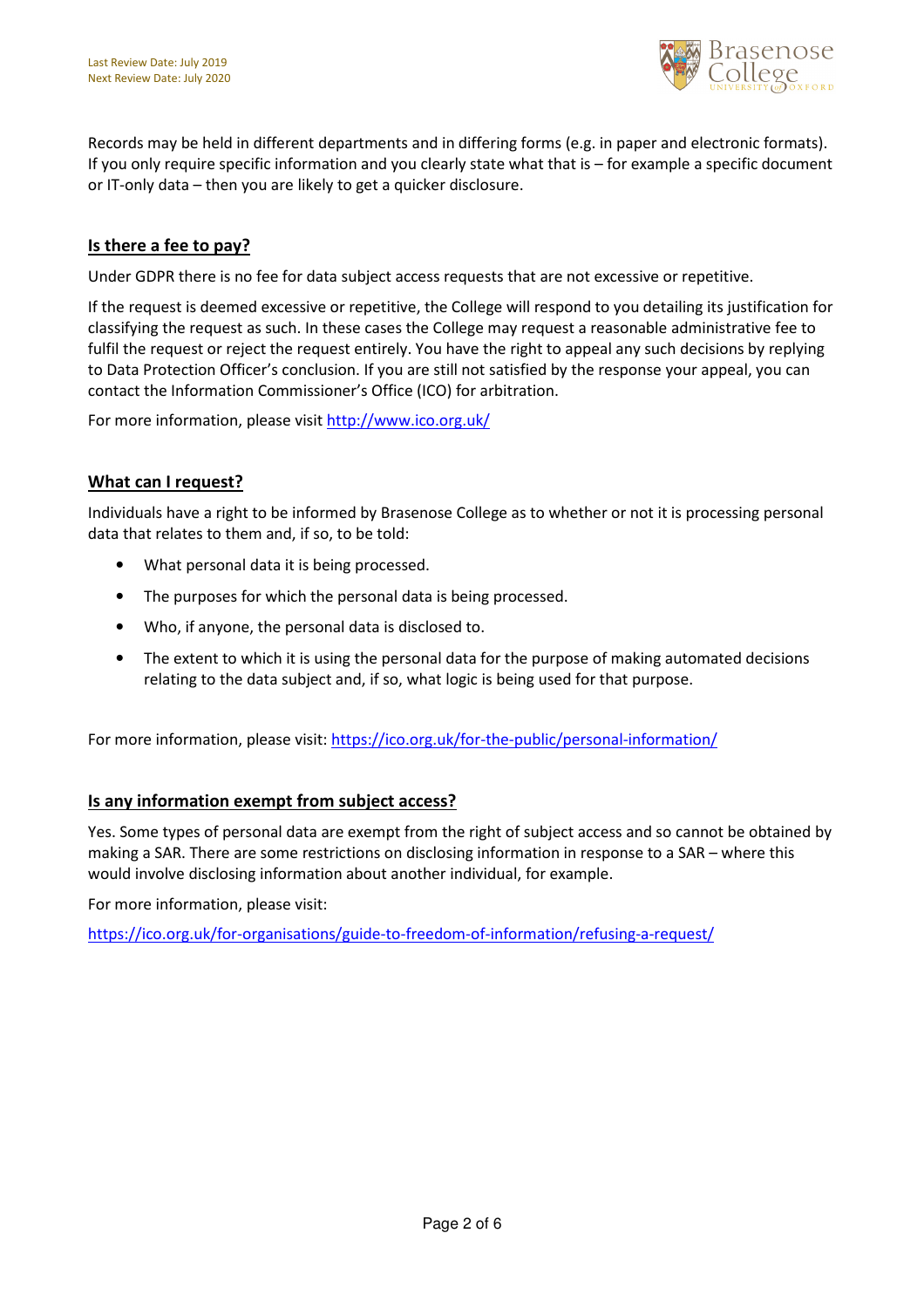Records may be held in different departments and in differing forms (e.g. in paper and electronic formats). If you only require specific information and you clearly state what that is – for example a specific document or IT-only data – then you are likely to get a quicker disclosure.

## Is there a fee to pay?

Under GDPR there is no fee for data subject access requests that are not excessive or repetitive.

If the request is deemed excessive or repetitive, the College will respond to you detailing its justification for classifying the request as such. In these cases the College may request a reasonable administrative fee to fulfil the request or reject the request entirely. You have the right to appeal any such decisions by replying to Data Protection Officer's conclusion. If you are still not satisfied by the response your appeal, you can contact the Information Commissioner's Office (ICO) for arbitration.

For more information, please visit http://www.ico.org.uk/

## What can I request?

Individuals have a right to be informed by Brasenose College as to whether or not it is processing personal data that relates to them and, if so, to be told:

- What personal data it is being processed.
- The purposes for which the personal data is being processed.
- Who, if anyone, the personal data is disclosed to.
- The extent to which it is using the personal data for the purpose of making automated decisions relating to the data subject and, if so, what logic is being used for that purpose.

For more information, please visit: https://ico.org.uk/for-the-public/personal-information/

## Is any information exempt from subject access?

Yes. Some types of personal data are exempt from the right of subject access and so cannot be obtained by making a SAR. There are some restrictions on disclosing information in response to a SAR – where this would involve disclosing information about another individual, for example.

For more information, please visit:

https://ico.org.uk/for-organisations/guide-to-freedom-of-information/refusing-a-request/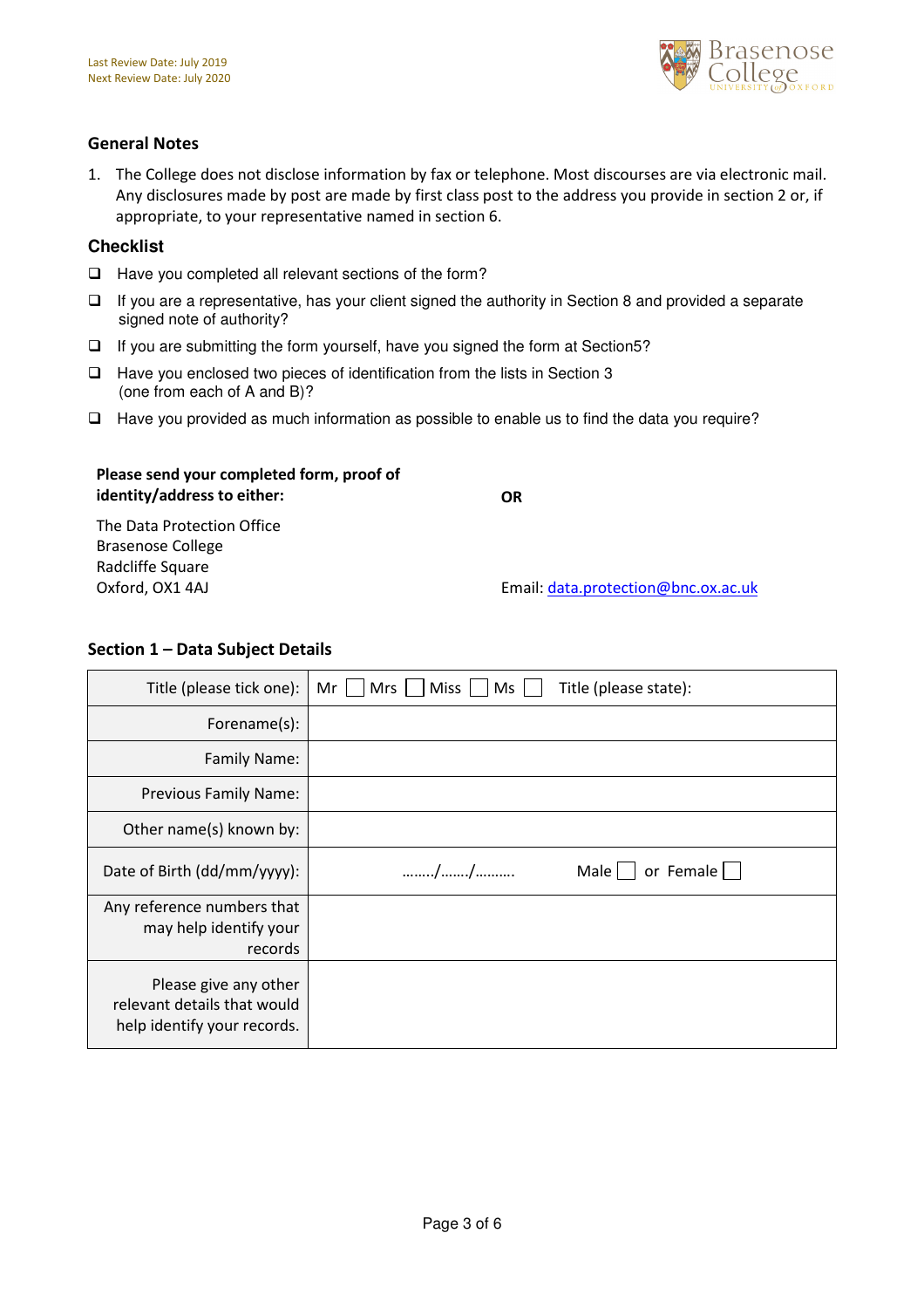## General Notes

1. The College does not disclose information by fax or telephone. Most discourses are via electronic mail. Any disclosures made by post are made by first class post to the address you provide in section 2 or, if appropriate, to your representative named in section 6.

## Checklist

- ❑ Have you completed all relevant sections of the form?
- ❑ If you are a representative, has your client signed the authority in Section 8 and provided a separate signed note of authority?
- ❑ If you are submitting the form yourself, have you signed the form at Section5?
- ❑ Have you enclosed two pieces of identification from the lists in Section 3 (one from each of A and B)?
- ❑ Have you provided as much information as possible to enable us to find the data you require?

**Please send your completed form, proof of identity/address to either:**

The Data Protection Office
Brasenose College
Radcliffe Square
Oxford, OX1 4AJ

**OR**

Email: data.protection@bnc.ox.ac.uk

## Section 1 – Data Subject Details

| | |
|---|---|
| Title (please tick one): | Mr ☐ Mrs ☐ Miss ☐ Ms ☐ Title (please state): |
| Forename(s): | |
| Family Name: | |
| Previous Family Name: | |
| Other name(s) known by: | |
| Date of Birth (dd/mm/yyyy): | ……../……./………. Male ☐ or Female ☐ |
| Any reference numbers that may help identify your records | |
| Please give any other relevant details that would help identify your records. | |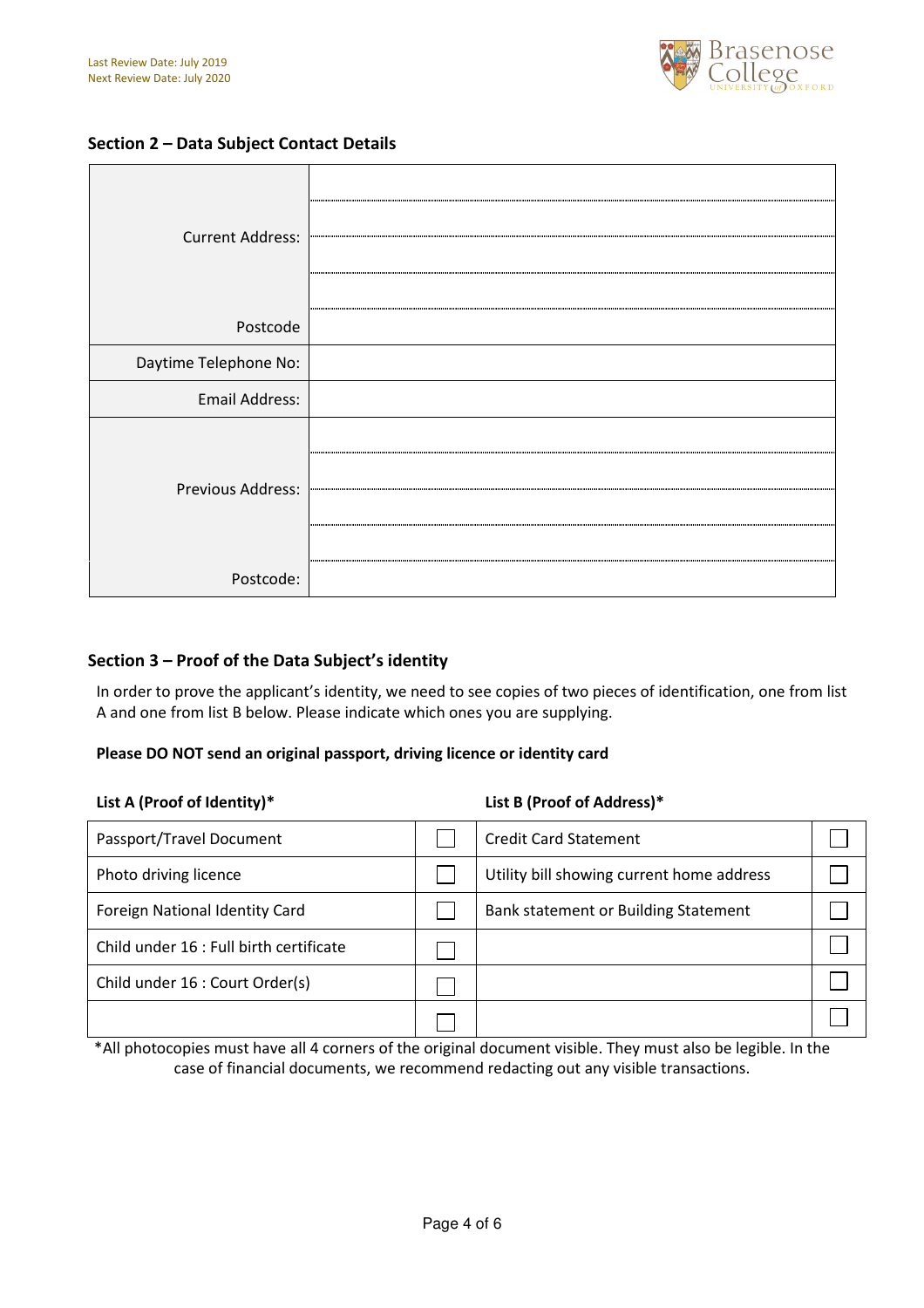Last Review Date: July 2019
Next Review Date: July 2020

## Section 2 – Data Subject Contact Details

| | |
|---|---|
| Current Address: | |
| | |
| | |
| | |
| Postcode | |
| Daytime Telephone No: | |
| Email Address: | |
| Previous Address: | |
| | |
| | |
| | |
| Postcode: | |

## Section 3 – Proof of the Data Subject's identity

In order to prove the applicant's identity, we need to see copies of two pieces of identification, one from list A and one from list B below. Please indicate which ones you are supplying.

**Please DO NOT send an original passport, driving licence or identity card**

| List A (Proof of Identity)* | | List B (Proof of Address)* | |
|---|---|---|---|
| Passport/Travel Document | ☐ | Credit Card Statement | ☐ |
| Photo driving licence | ☐ | Utility bill showing current home address | ☐ |
| Foreign National Identity Card | ☐ | Bank statement or Building Statement | ☐ |
| Child under 16 : Full birth certificate | ☐ | | ☐ |
| Child under 16 : Court Order(s) | ☐ | | ☐ |
| | ☐ | | ☐ |

*All photocopies must have all 4 corners of the original document visible. They must also be legible. In the case of financial documents, we recommend redacting out any visible transactions.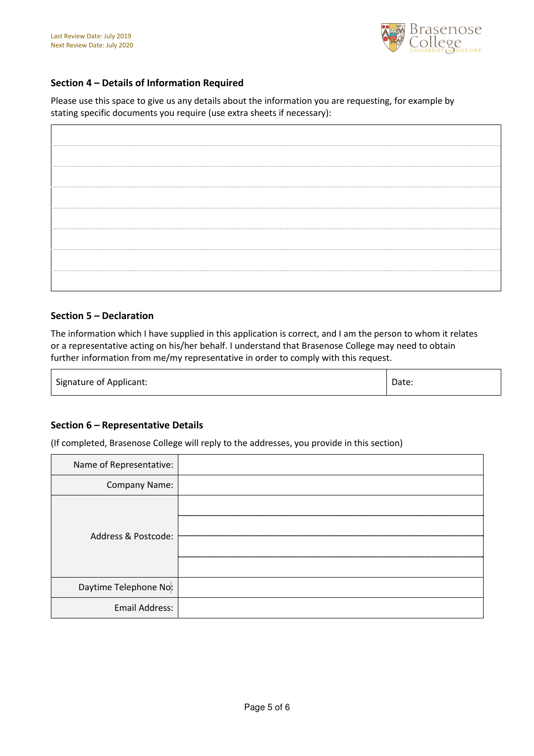## Section 4 – Details of Information Required

Please use this space to give us any details about the information you are requesting, for example by stating specific documents you require (use extra sheets if necessary):

| |
|---|
| |
| |
| |
| |
| |
| |
| |

## Section 5 – Declaration

The information which I have supplied in this application is correct, and I am the person to whom it relates or a representative acting on his/her behalf. I understand that Brasenose College may need to obtain further information from me/my representative in order to comply with this request.

| Signature of Applicant: | Date: |
|---|---|

## Section 6 – Representative Details

(If completed, Brasenose College will reply to the addresses, you provide in this section)

| | |
|---|---|
| Name of Representative: | |
| Company Name: | |
| Address & Postcode: | |
| | |
| | |
| | |
| Daytime Telephone No: | |
| Email Address: | |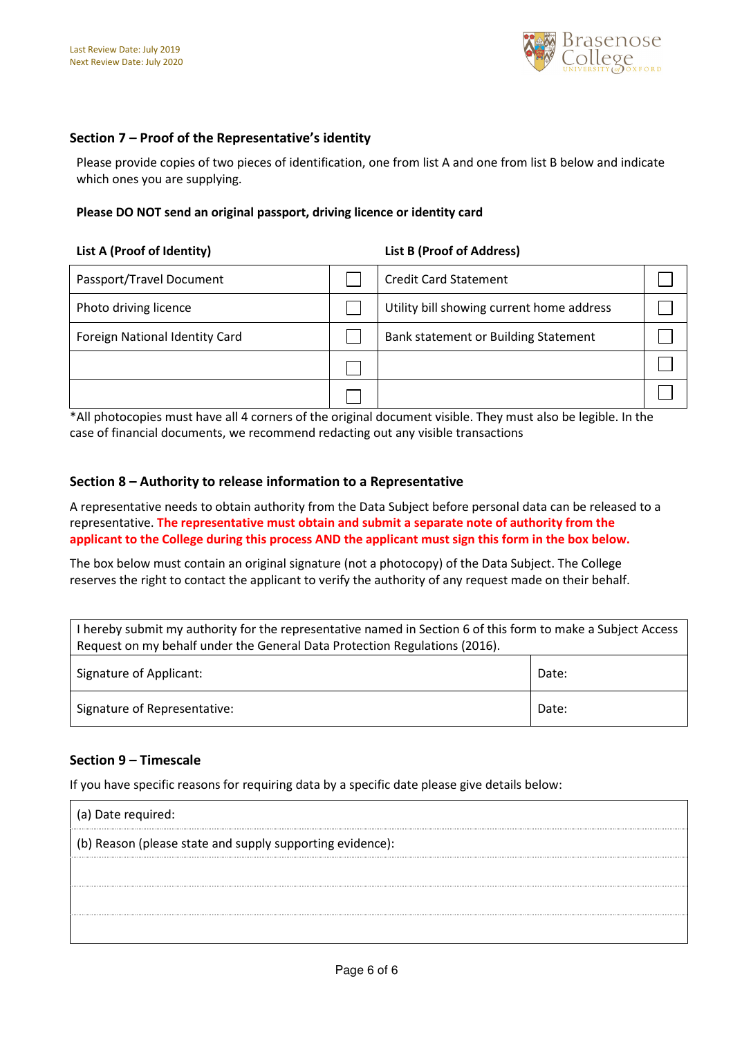## Section 7 – Proof of the Representative's identity

Please provide copies of two pieces of identification, one from list A and one from list B below and indicate which ones you are supplying.

**Please DO NOT send an original passport, driving licence or identity card**

| List A (Proof of Identity) | | List B (Proof of Address) | |
|---|---|---|---|
| Passport/Travel Document | ☐ | Credit Card Statement | ☐ |
| Photo driving licence | ☐ | Utility bill showing current home address | ☐ |
| Foreign National Identity Card | ☐ | Bank statement or Building Statement | ☐ |
| | ☐ | | ☐ |
| | ☐ | | ☐ |

*All photocopies must have all 4 corners of the original document visible. They must also be legible. In the case of financial documents, we recommend redacting out any visible transactions

## Section 8 – Authority to release information to a Representative

A representative needs to obtain authority from the Data Subject before personal data can be released to a representative. **The representative must obtain and submit a separate note of authority from the applicant to the College during this process AND the applicant must sign this form in the box below.**

The box below must contain an original signature (not a photocopy) of the Data Subject. The College reserves the right to contact the applicant to verify the authority of any request made on their behalf.

| I hereby submit my authority for the representative named in Section 6 of this form to make a Subject Access Request on my behalf under the General Data Protection Regulations (2016). | |
|---|---|
| Signature of Applicant: | Date: |
| Signature of Representative: | Date: |

## Section 9 – Timescale

If you have specific reasons for requiring data by a specific date please give details below:

| |
|---|
| (a) Date required: |
| (b) Reason (please state and supply supporting evidence): |
| |
| |
| |